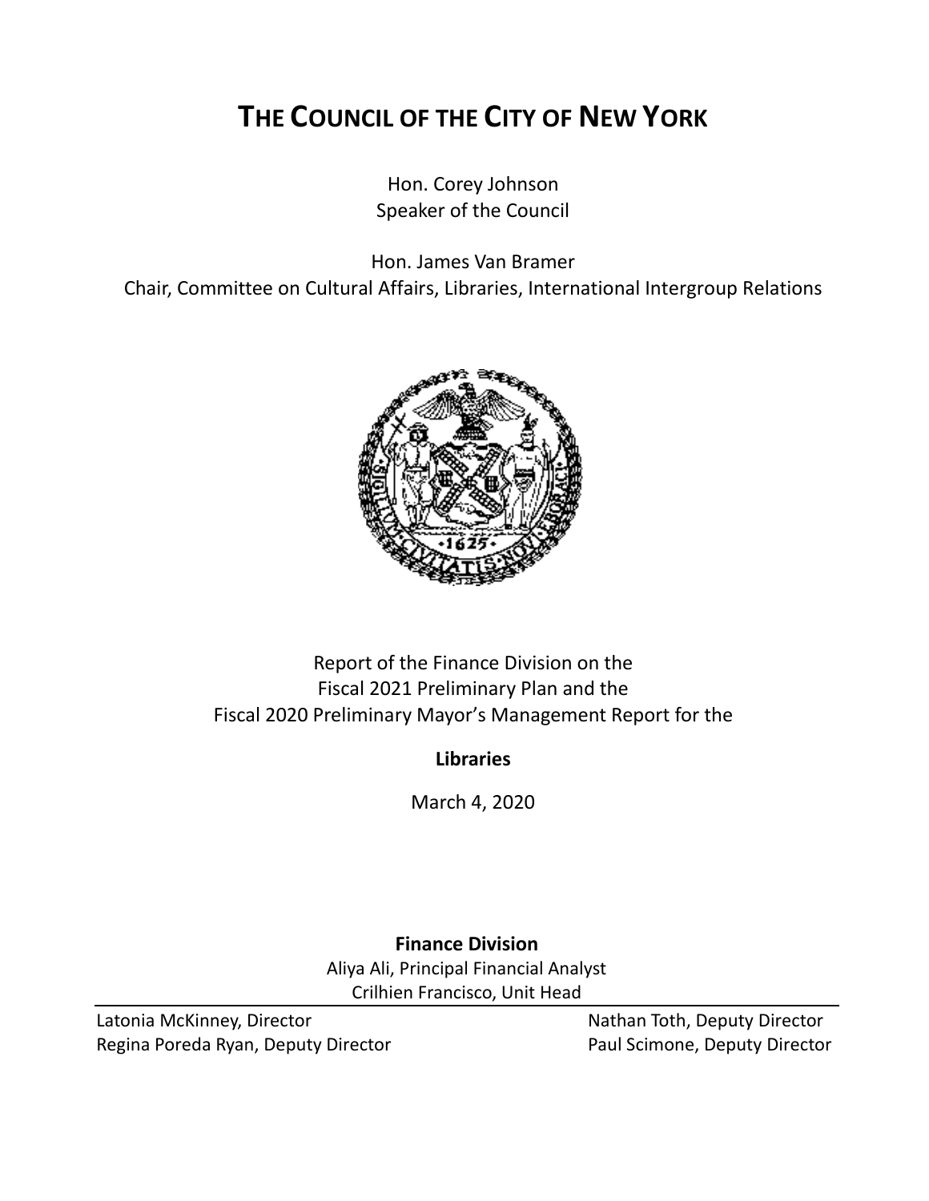# THE COUNCIL OF THE CITY OF NEW YORK

Hon. Corey Johnson
Speaker of the Council

Hon. James Van Bramer
Chair, Committee on Cultural Affairs, Libraries, International Intergroup Relations

Report of the Finance Division on the
Fiscal 2021 Preliminary Plan and the
Fiscal 2020 Preliminary Mayor's Management Report for the

**Libraries**

March 4, 2020

**Finance Division**
Aliya Ali, Principal Financial Analyst
Crilhien Francisco, Unit Head

Latonia McKinney, Director
Regina Poreda Ryan, Deputy Director
Nathan Toth, Deputy Director
Paul Scimone, Deputy Director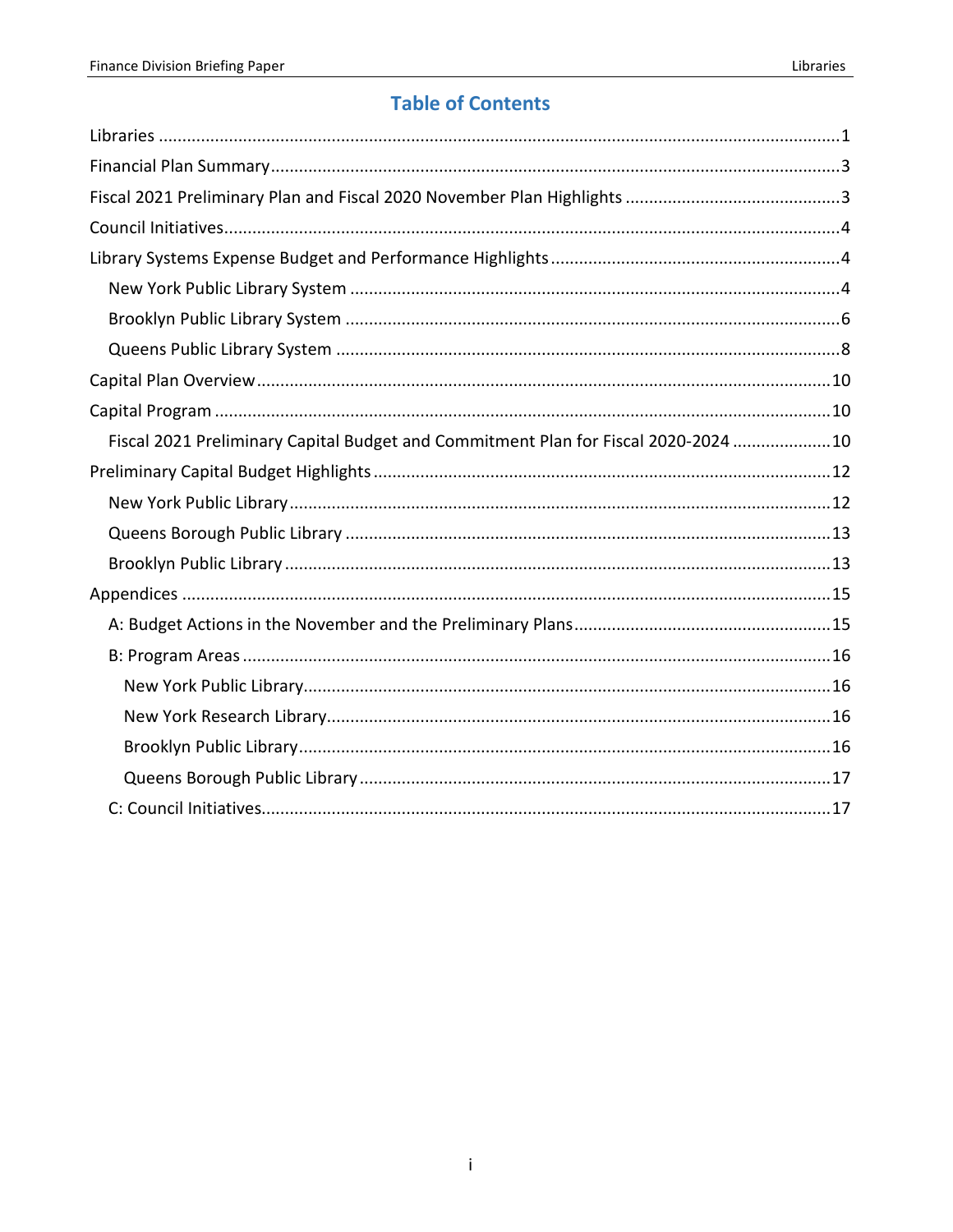# Table of Contents

- Libraries ... 1
- Financial Plan Summary ... 3
- Fiscal 2021 Preliminary Plan and Fiscal 2020 November Plan Highlights ... 3
- Council Initiatives ... 4
- Library Systems Expense Budget and Performance Highlights ... 4
  - New York Public Library System ... 4
  - Brooklyn Public Library System ... 6
  - Queens Public Library System ... 8
- Capital Plan Overview ... 10
- Capital Program ... 10
  - Fiscal 2021 Preliminary Capital Budget and Commitment Plan for Fiscal 2020-2024 ... 10
- Preliminary Capital Budget Highlights ... 12
  - New York Public Library ... 12
  - Queens Borough Public Library ... 13
  - Brooklyn Public Library ... 13
- Appendices ... 15
  - A: Budget Actions in the November and the Preliminary Plans ... 15
  - B: Program Areas ... 16
    - New York Public Library ... 16
    - New York Research Library ... 16
    - Brooklyn Public Library ... 16
    - Queens Borough Public Library ... 17
  - C: Council Initiatives ... 17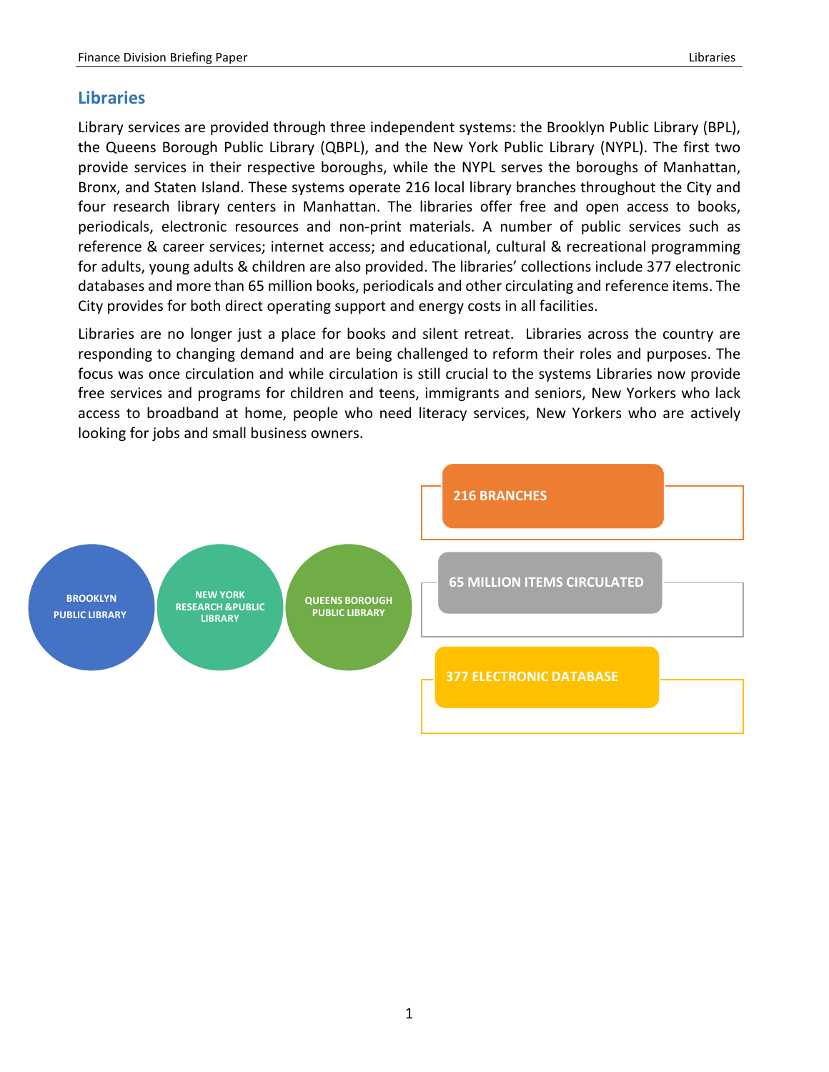## Libraries

Library services are provided through three independent systems: the Brooklyn Public Library (BPL), the Queens Borough Public Library (QBPL), and the New York Public Library (NYPL). The first two provide services in their respective boroughs, while the NYPL serves the boroughs of Manhattan, Bronx, and Staten Island. These systems operate 216 local library branches throughout the City and four research library centers in Manhattan. The libraries offer free and open access to books, periodicals, electronic resources and non-print materials. A number of public services such as reference & career services; internet access; and educational, cultural & recreational programming for adults, young adults & children are also provided. The libraries' collections include 377 electronic databases and more than 65 million books, periodicals and other circulating and reference items. The City provides for both direct operating support and energy costs in all facilities.

Libraries are no longer just a place for books and silent retreat. Libraries across the country are responding to changing demand and are being challenged to reform their roles and purposes. The focus was once circulation and while circulation is still crucial to the systems Libraries now provide free services and programs for children and teens, immigrants and seniors, New Yorkers who lack access to broadband at home, people who need literacy services, New Yorkers who are actively looking for jobs and small business owners.

BROOKLYN PUBLIC LIBRARY

NEW YORK RESEARCH &PUBLIC LIBRARY

QUEENS BOROUGH PUBLIC LIBRARY

**216 BRANCHES**

**65 MILLION ITEMS CIRCULATED**

**377 ELECTRONIC DATABASE**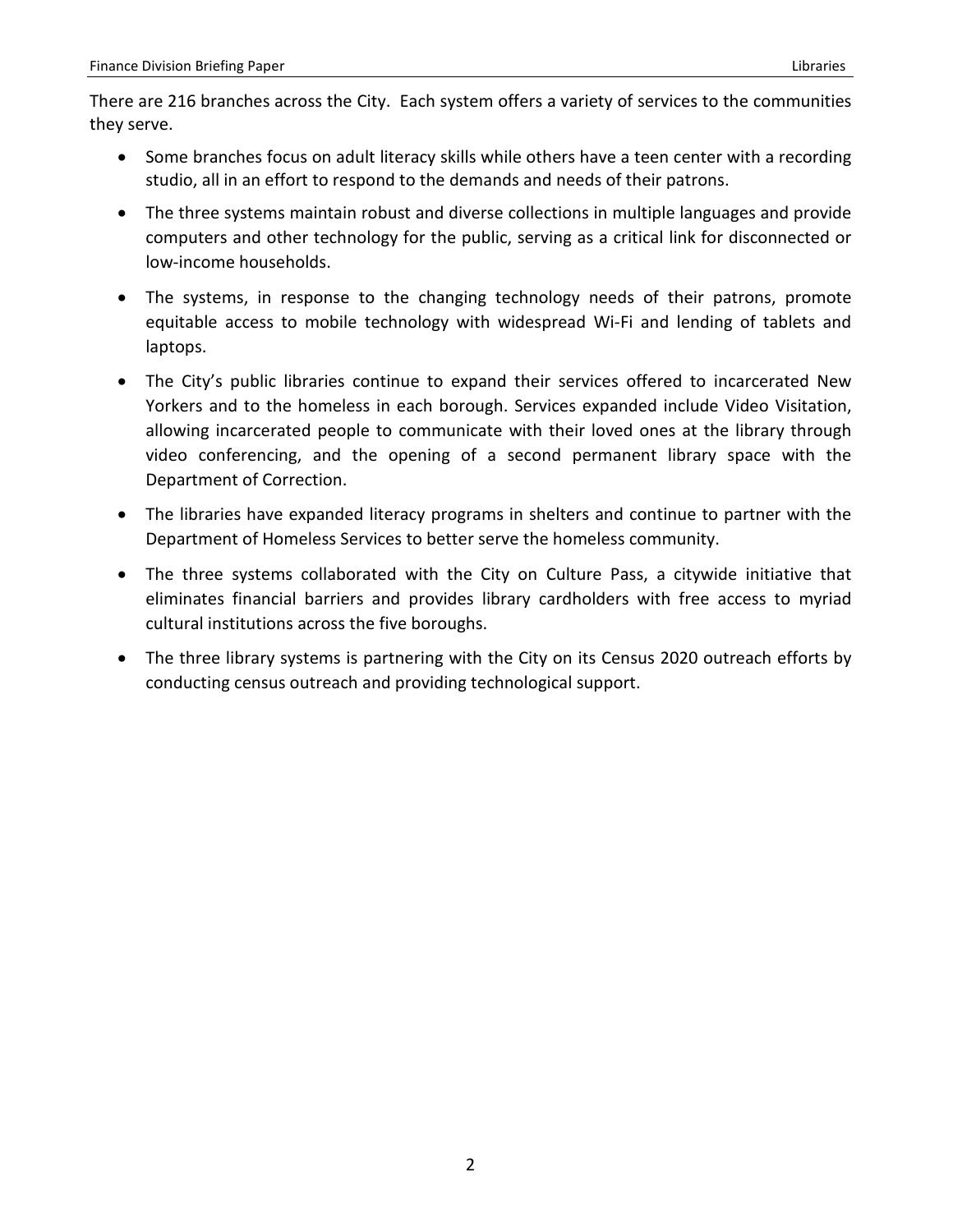There are 216 branches across the City. Each system offers a variety of services to the communities they serve.

- Some branches focus on adult literacy skills while others have a teen center with a recording studio, all in an effort to respond to the demands and needs of their patrons.
- The three systems maintain robust and diverse collections in multiple languages and provide computers and other technology for the public, serving as a critical link for disconnected or low-income households.
- The systems, in response to the changing technology needs of their patrons, promote equitable access to mobile technology with widespread Wi-Fi and lending of tablets and laptops.
- The City's public libraries continue to expand their services offered to incarcerated New Yorkers and to the homeless in each borough. Services expanded include Video Visitation, allowing incarcerated people to communicate with their loved ones at the library through video conferencing, and the opening of a second permanent library space with the Department of Correction.
- The libraries have expanded literacy programs in shelters and continue to partner with the Department of Homeless Services to better serve the homeless community.
- The three systems collaborated with the City on Culture Pass, a citywide initiative that eliminates financial barriers and provides library cardholders with free access to myriad cultural institutions across the five boroughs.
- The three library systems is partnering with the City on its Census 2020 outreach efforts by conducting census outreach and providing technological support.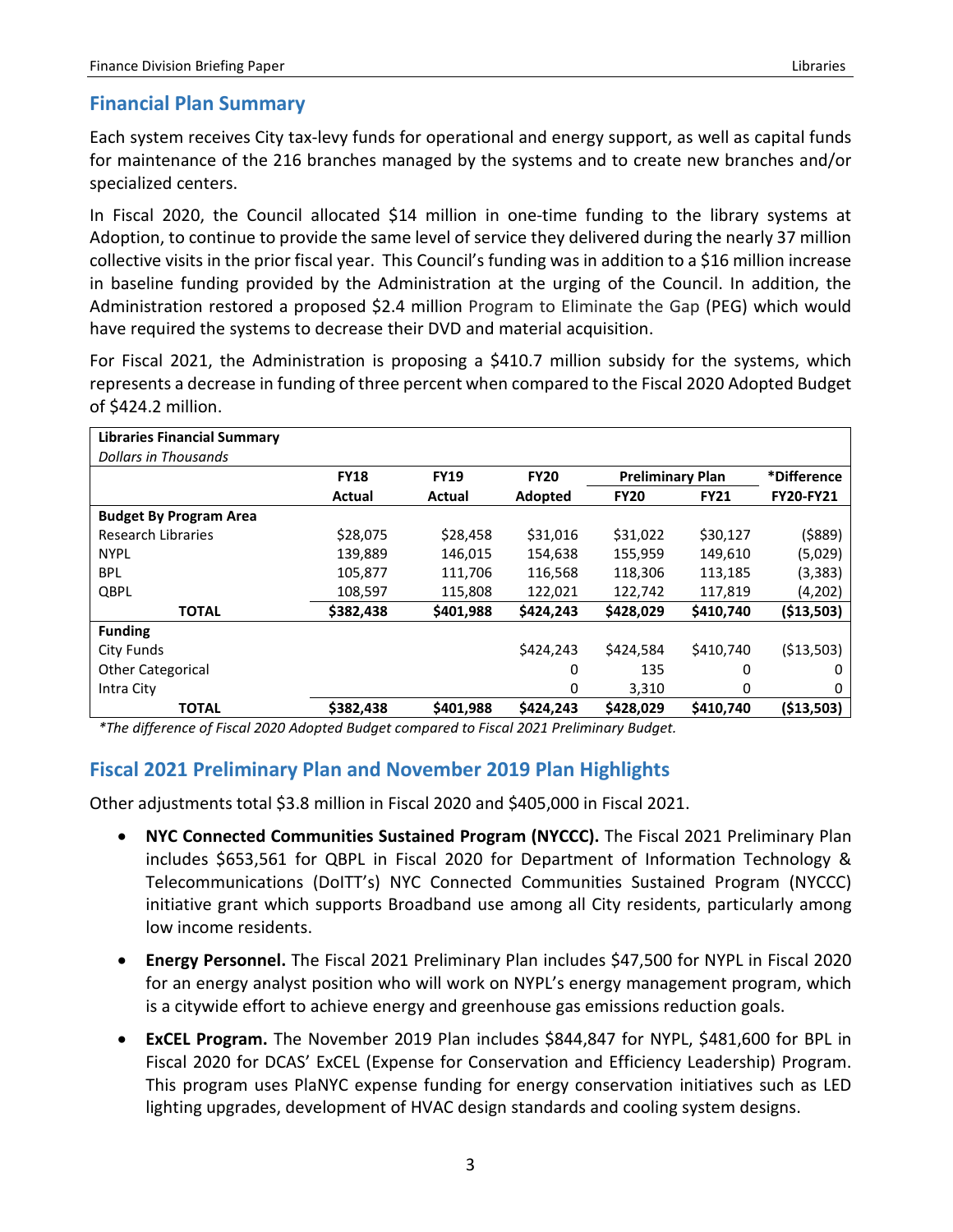## Financial Plan Summary

Each system receives City tax-levy funds for operational and energy support, as well as capital funds for maintenance of the 216 branches managed by the systems and to create new branches and/or specialized centers.

In Fiscal 2020, the Council allocated $14 million in one-time funding to the library systems at Adoption, to continue to provide the same level of service they delivered during the nearly 37 million collective visits in the prior fiscal year. This Council's funding was in addition to a $16 million increase in baseline funding provided by the Administration at the urging of the Council. In addition, the Administration restored a proposed $2.4 million Program to Eliminate the Gap (PEG) which would have required the systems to decrease their DVD and material acquisition.

For Fiscal 2021, the Administration is proposing a $410.7 million subsidy for the systems, which represents a decrease in funding of three percent when compared to the Fiscal 2020 Adopted Budget of $424.2 million.

| **Libraries Financial Summary** *Dollars in Thousands* | | | | | | |
|---|---|---|---|---|---|---|
| | **FY18** | **FY19** | **FY20** | **Preliminary Plan** | | ***Difference** |
| | **Actual** | **Actual** | **Adopted** | **FY20** | **FY21** | **FY20-FY21** |
| **Budget By Program Area** | | | | | | |
| Research Libraries | $28,075 | $28,458 | $31,016 | $31,022 | $30,127 | ($889) |
| NYPL | 139,889 | 146,015 | 154,638 | 155,959 | 149,610 | (5,029) |
| BPL | 105,877 | 111,706 | 116,568 | 118,306 | 113,185 | (3,383) |
| QBPL | 108,597 | 115,808 | 122,021 | 122,742 | 117,819 | (4,202) |
| **TOTAL** | **$382,438** | **$401,988** | **$424,243** | **$428,029** | **$410,740** | **($13,503)** |
| **Funding** | | | | | | |
| City Funds | | | $424,243 | $424,584 | $410,740 | ($13,503) |
| Other Categorical | | | 0 | 135 | 0 | 0 |
| Intra City | | | 0 | 3,310 | 0 | 0 |
| **TOTAL** | **$382,438** | **$401,988** | **$424,243** | **$428,029** | **$410,740** | **($13,503)** |

*\*The difference of Fiscal 2020 Adopted Budget compared to Fiscal 2021 Preliminary Budget.*

## Fiscal 2021 Preliminary Plan and November 2019 Plan Highlights

Other adjustments total $3.8 million in Fiscal 2020 and $405,000 in Fiscal 2021.

- **NYC Connected Communities Sustained Program (NYCCC).** The Fiscal 2021 Preliminary Plan includes $653,561 for QBPL in Fiscal 2020 for Department of Information Technology & Telecommunications (DoITT's) NYC Connected Communities Sustained Program (NYCCC) initiative grant which supports Broadband use among all City residents, particularly among low income residents.
- **Energy Personnel.** The Fiscal 2021 Preliminary Plan includes $47,500 for NYPL in Fiscal 2020 for an energy analyst position who will work on NYPL's energy management program, which is a citywide effort to achieve energy and greenhouse gas emissions reduction goals.
- **ExCEL Program.** The November 2019 Plan includes $844,847 for NYPL, $481,600 for BPL in Fiscal 2020 for DCAS' ExCEL (Expense for Conservation and Efficiency Leadership) Program. This program uses PlaNYC expense funding for energy conservation initiatives such as LED lighting upgrades, development of HVAC design standards and cooling system designs.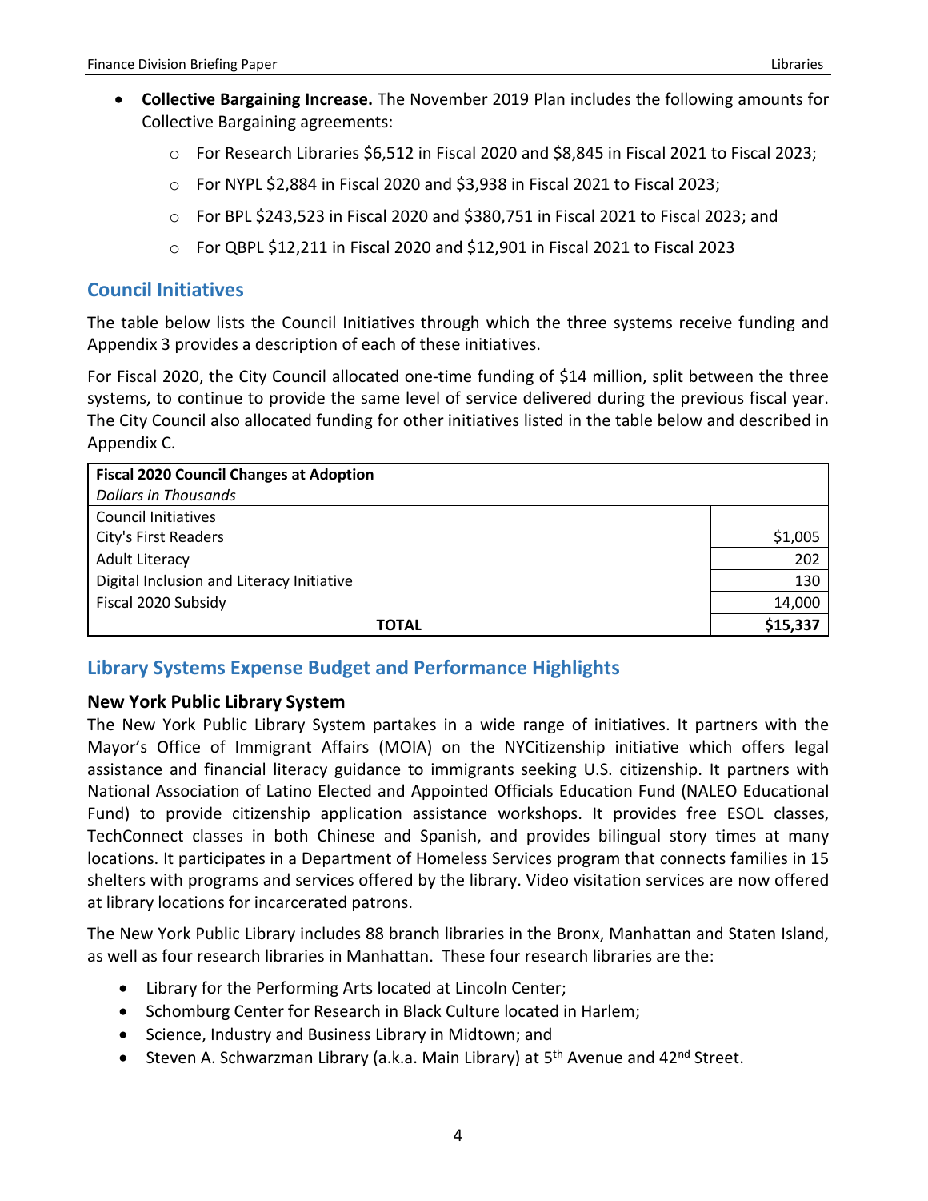- **Collective Bargaining Increase.** The November 2019 Plan includes the following amounts for Collective Bargaining agreements:
  - For Research Libraries $6,512 in Fiscal 2020 and $8,845 in Fiscal 2021 to Fiscal 2023;
  - For NYPL $2,884 in Fiscal 2020 and $3,938 in Fiscal 2021 to Fiscal 2023;
  - For BPL $243,523 in Fiscal 2020 and $380,751 in Fiscal 2021 to Fiscal 2023; and
  - For QBPL $12,211 in Fiscal 2020 and $12,901 in Fiscal 2021 to Fiscal 2023

## Council Initiatives

The table below lists the Council Initiatives through which the three systems receive funding and Appendix 3 provides a description of each of these initiatives.

For Fiscal 2020, the City Council allocated one-time funding of $14 million, split between the three systems, to continue to provide the same level of service delivered during the previous fiscal year. The City Council also allocated funding for other initiatives listed in the table below and described in Appendix C.

| **Fiscal 2020 Council Changes at Adoption**<br>*Dollars in Thousands* | |
|---|---|
| Council Initiatives | |
| City's First Readers | $1,005 |
| Adult Literacy | 202 |
| Digital Inclusion and Literacy Initiative | 130 |
| Fiscal 2020 Subsidy | 14,000 |
| **TOTAL** | **$15,337** |

## Library Systems Expense Budget and Performance Highlights

### New York Public Library System

The New York Public Library System partakes in a wide range of initiatives. It partners with the Mayor's Office of Immigrant Affairs (MOIA) on the NYCitizenship initiative which offers legal assistance and financial literacy guidance to immigrants seeking U.S. citizenship. It partners with National Association of Latino Elected and Appointed Officials Education Fund (NALEO Educational Fund) to provide citizenship application assistance workshops. It provides free ESOL classes, TechConnect classes in both Chinese and Spanish, and provides bilingual story times at many locations. It participates in a Department of Homeless Services program that connects families in 15 shelters with programs and services offered by the library. Video visitation services are now offered at library locations for incarcerated patrons.

The New York Public Library includes 88 branch libraries in the Bronx, Manhattan and Staten Island, as well as four research libraries in Manhattan. These four research libraries are the:

- Library for the Performing Arts located at Lincoln Center;
- Schomburg Center for Research in Black Culture located in Harlem;
- Science, Industry and Business Library in Midtown; and
- Steven A. Schwarzman Library (a.k.a. Main Library) at 5th Avenue and 42nd Street.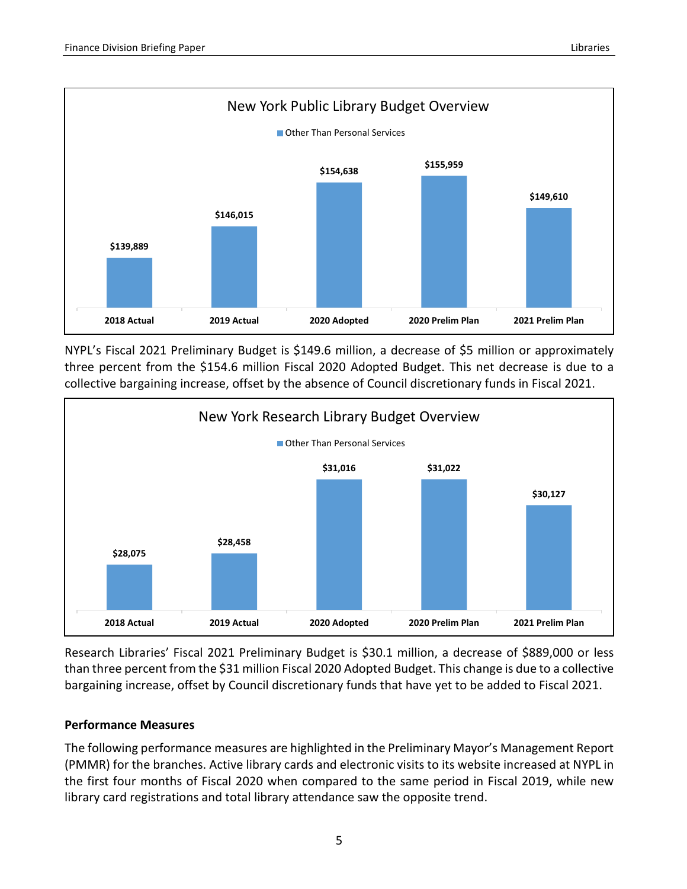**New York Public Library Budget Overview**

Other Than Personal Services

| 2018 Actual | 2019 Actual | 2020 Adopted | 2020 Prelim Plan | 2021 Prelim Plan |
|---|---|---|---|---|
| $139,889 | $146,015 | $154,638 | $155,959 | $149,610 |

NYPL's Fiscal 2021 Preliminary Budget is $149.6 million, a decrease of $5 million or approximately three percent from the $154.6 million Fiscal 2020 Adopted Budget. This net decrease is due to a collective bargaining increase, offset by the absence of Council discretionary funds in Fiscal 2021.

**New York Research Library Budget Overview**

Other Than Personal Services

| 2018 Actual | 2019 Actual | 2020 Adopted | 2020 Prelim Plan | 2021 Prelim Plan |
|---|---|---|---|---|
| $28,075 | $28,458 | $31,016 | $31,022 | $30,127 |

Research Libraries' Fiscal 2021 Preliminary Budget is $30.1 million, a decrease of $889,000 or less than three percent from the $31 million Fiscal 2020 Adopted Budget. This change is due to a collective bargaining increase, offset by Council discretionary funds that have yet to be added to Fiscal 2021.

### Performance Measures

The following performance measures are highlighted in the Preliminary Mayor's Management Report (PMMR) for the branches. Active library cards and electronic visits to its website increased at NYPL in the first four months of Fiscal 2020 when compared to the same period in Fiscal 2019, while new library card registrations and total library attendance saw the opposite trend.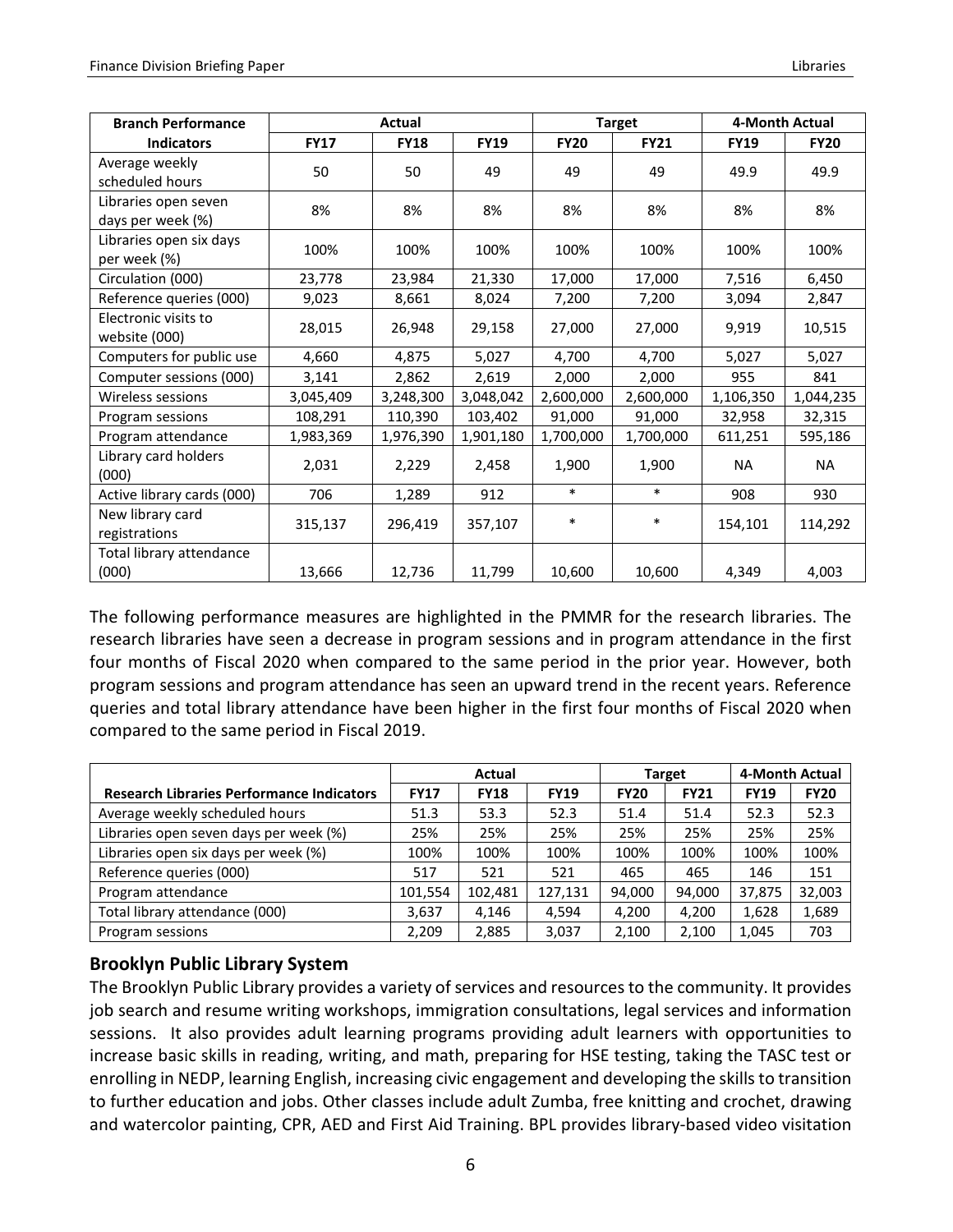| Branch Performance Indicators | Actual | | | Target | | 4-Month Actual | |
|---|---|---|---|---|---|---|---|
| | FY17 | FY18 | FY19 | FY20 | FY21 | FY19 | FY20 |
| Average weekly scheduled hours | 50 | 50 | 49 | 49 | 49 | 49.9 | 49.9 |
| Libraries open seven days per week (%) | 8% | 8% | 8% | 8% | 8% | 8% | 8% |
| Libraries open six days per week (%) | 100% | 100% | 100% | 100% | 100% | 100% | 100% |
| Circulation (000) | 23,778 | 23,984 | 21,330 | 17,000 | 17,000 | 7,516 | 6,450 |
| Reference queries (000) | 9,023 | 8,661 | 8,024 | 7,200 | 7,200 | 3,094 | 2,847 |
| Electronic visits to website (000) | 28,015 | 26,948 | 29,158 | 27,000 | 27,000 | 9,919 | 10,515 |
| Computers for public use | 4,660 | 4,875 | 5,027 | 4,700 | 4,700 | 5,027 | 5,027 |
| Computer sessions (000) | 3,141 | 2,862 | 2,619 | 2,000 | 2,000 | 955 | 841 |
| Wireless sessions | 3,045,409 | 3,248,300 | 3,048,042 | 2,600,000 | 2,600,000 | 1,106,350 | 1,044,235 |
| Program sessions | 108,291 | 110,390 | 103,402 | 91,000 | 91,000 | 32,958 | 32,315 |
| Program attendance | 1,983,369 | 1,976,390 | 1,901,180 | 1,700,000 | 1,700,000 | 611,251 | 595,186 |
| Library card holders (000) | 2,031 | 2,229 | 2,458 | 1,900 | 1,900 | NA | NA |
| Active library cards (000) | 706 | 1,289 | 912 | * | * | 908 | 930 |
| New library card registrations | 315,137 | 296,419 | 357,107 | * | * | 154,101 | 114,292 |
| Total library attendance (000) | 13,666 | 12,736 | 11,799 | 10,600 | 10,600 | 4,349 | 4,003 |

The following performance measures are highlighted in the PMMR for the research libraries. The research libraries have seen a decrease in program sessions and in program attendance in the first four months of Fiscal 2020 when compared to the same period in the prior year. However, both program sessions and program attendance has seen an upward trend in the recent years. Reference queries and total library attendance have been higher in the first four months of Fiscal 2020 when compared to the same period in Fiscal 2019.

| Research Libraries Performance Indicators | Actual | | | Target | | 4-Month Actual | |
|---|---|---|---|---|---|---|---|
| | FY17 | FY18 | FY19 | FY20 | FY21 | FY19 | FY20 |
| Average weekly scheduled hours | 51.3 | 53.3 | 52.3 | 51.4 | 51.4 | 52.3 | 52.3 |
| Libraries open seven days per week (%) | 25% | 25% | 25% | 25% | 25% | 25% | 25% |
| Libraries open six days per week (%) | 100% | 100% | 100% | 100% | 100% | 100% | 100% |
| Reference queries (000) | 517 | 521 | 521 | 465 | 465 | 146 | 151 |
| Program attendance | 101,554 | 102,481 | 127,131 | 94,000 | 94,000 | 37,875 | 32,003 |
| Total library attendance (000) | 3,637 | 4,146 | 4,594 | 4,200 | 4,200 | 1,628 | 1,689 |
| Program sessions | 2,209 | 2,885 | 3,037 | 2,100 | 2,100 | 1,045 | 703 |

## Brooklyn Public Library System

The Brooklyn Public Library provides a variety of services and resources to the community. It provides job search and resume writing workshops, immigration consultations, legal services and information sessions. It also provides adult learning programs providing adult learners with opportunities to increase basic skills in reading, writing, and math, preparing for HSE testing, taking the TASC test or enrolling in NEDP, learning English, increasing civic engagement and developing the skills to transition to further education and jobs. Other classes include adult Zumba, free knitting and crochet, drawing and watercolor painting, CPR, AED and First Aid Training. BPL provides library-based video visitation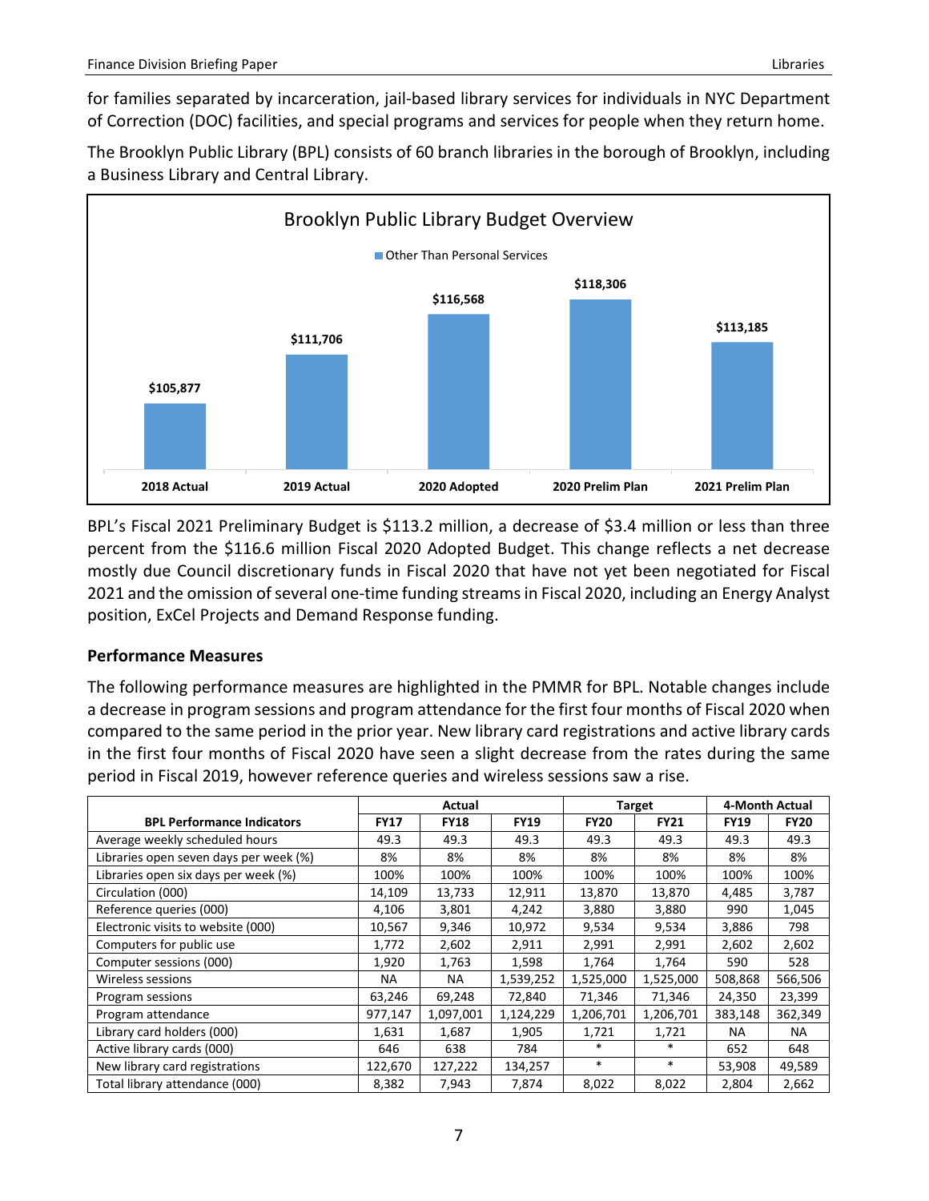for families separated by incarceration, jail-based library services for individuals in NYC Department of Correction (DOC) facilities, and special programs and services for people when they return home.

The Brooklyn Public Library (BPL) consists of 60 branch libraries in the borough of Brooklyn, including a Business Library and Central Library.

**Brooklyn Public Library Budget Overview**

Other Than Personal Services

| | 2018 Actual | 2019 Actual | 2020 Adopted | 2020 Prelim Plan | 2021 Prelim Plan |
|---|---|---|---|---|---|
| Other Than Personal Services | $105,877 | $111,706 | $116,568 | $118,306 | $113,185 |

BPL's Fiscal 2021 Preliminary Budget is $113.2 million, a decrease of $3.4 million or less than three percent from the $116.6 million Fiscal 2020 Adopted Budget. This change reflects a net decrease mostly due Council discretionary funds in Fiscal 2020 that have not yet been negotiated for Fiscal 2021 and the omission of several one-time funding streams in Fiscal 2020, including an Energy Analyst position, ExCel Projects and Demand Response funding.

### Performance Measures

The following performance measures are highlighted in the PMMR for BPL. Notable changes include a decrease in program sessions and program attendance for the first four months of Fiscal 2020 when compared to the same period in the prior year. New library card registrations and active library cards in the first four months of Fiscal 2020 have seen a slight decrease from the rates during the same period in Fiscal 2019, however reference queries and wireless sessions saw a rise.

| | Actual | | | Target | | 4-Month Actual | |
|---|---|---|---|---|---|---|---|
| **BPL Performance Indicators** | **FY17** | **FY18** | **FY19** | **FY20** | **FY21** | **FY19** | **FY20** |
| Average weekly scheduled hours | 49.3 | 49.3 | 49.3 | 49.3 | 49.3 | 49.3 | 49.3 |
| Libraries open seven days per week (%) | 8% | 8% | 8% | 8% | 8% | 8% | 8% |
| Libraries open six days per week (%) | 100% | 100% | 100% | 100% | 100% | 100% | 100% |
| Circulation (000) | 14,109 | 13,733 | 12,911 | 13,870 | 13,870 | 4,485 | 3,787 |
| Reference queries (000) | 4,106 | 3,801 | 4,242 | 3,880 | 3,880 | 990 | 1,045 |
| Electronic visits to website (000) | 10,567 | 9,346 | 10,972 | 9,534 | 9,534 | 3,886 | 798 |
| Computers for public use | 1,772 | 2,602 | 2,911 | 2,991 | 2,991 | 2,602 | 2,602 |
| Computer sessions (000) | 1,920 | 1,763 | 1,598 | 1,764 | 1,764 | 590 | 528 |
| Wireless sessions | NA | NA | 1,539,252 | 1,525,000 | 1,525,000 | 508,868 | 566,506 |
| Program sessions | 63,246 | 69,248 | 72,840 | 71,346 | 71,346 | 24,350 | 23,399 |
| Program attendance | 977,147 | 1,097,001 | 1,124,229 | 1,206,701 | 1,206,701 | 383,148 | 362,349 |
| Library card holders (000) | 1,631 | 1,687 | 1,905 | 1,721 | 1,721 | NA | NA |
| Active library cards (000) | 646 | 638 | 784 | * | * | 652 | 648 |
| New library card registrations | 122,670 | 127,222 | 134,257 | * | * | 53,908 | 49,589 |
| Total library attendance (000) | 8,382 | 7,943 | 7,874 | 8,022 | 8,022 | 2,804 | 2,662 |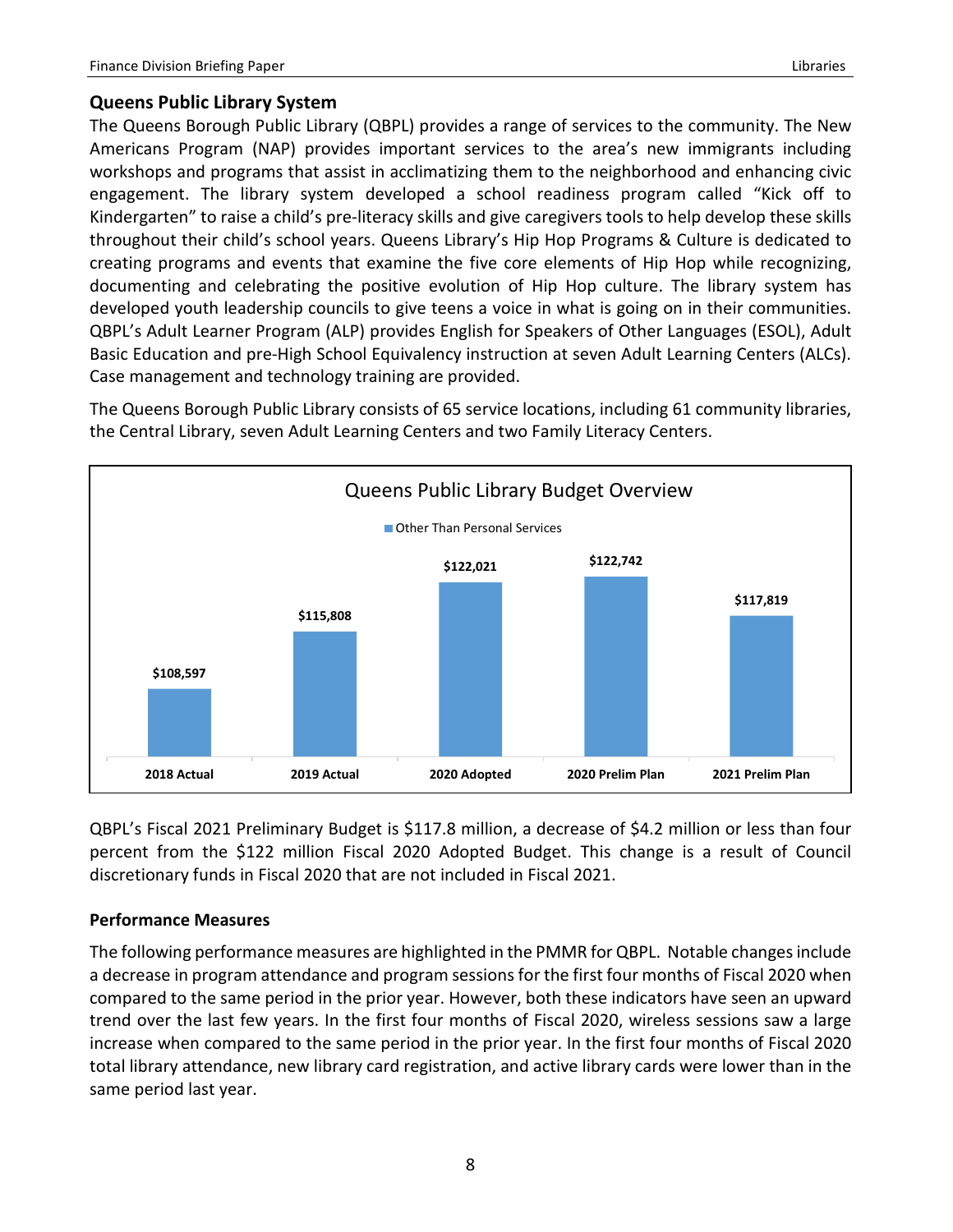## Queens Public Library System

The Queens Borough Public Library (QBPL) provides a range of services to the community. The New Americans Program (NAP) provides important services to the area's new immigrants including workshops and programs that assist in acclimatizing them to the neighborhood and enhancing civic engagement. The library system developed a school readiness program called "Kick off to Kindergarten" to raise a child's pre-literacy skills and give caregivers tools to help develop these skills throughout their child's school years. Queens Library's Hip Hop Programs & Culture is dedicated to creating programs and events that examine the five core elements of Hip Hop while recognizing, documenting and celebrating the positive evolution of Hip Hop culture. The library system has developed youth leadership councils to give teens a voice in what is going on in their communities. QBPL's Adult Learner Program (ALP) provides English for Speakers of Other Languages (ESOL), Adult Basic Education and pre-High School Equivalency instruction at seven Adult Learning Centers (ALCs). Case management and technology training are provided.

The Queens Borough Public Library consists of 65 service locations, including 61 community libraries, the Central Library, seven Adult Learning Centers and two Family Literacy Centers.

**Queens Public Library Budget Overview**

| | Other Than Personal Services |
|---|---|
| 2018 Actual | $108,597 |
| 2019 Actual | $115,808 |
| 2020 Adopted | $122,021 |
| 2020 Prelim Plan | $122,742 |
| 2021 Prelim Plan | $117,819 |

QBPL's Fiscal 2021 Preliminary Budget is $117.8 million, a decrease of $4.2 million or less than four percent from the $122 million Fiscal 2020 Adopted Budget. This change is a result of Council discretionary funds in Fiscal 2020 that are not included in Fiscal 2021.

### Performance Measures

The following performance measures are highlighted in the PMMR for QBPL. Notable changes include a decrease in program attendance and program sessions for the first four months of Fiscal 2020 when compared to the same period in the prior year. However, both these indicators have seen an upward trend over the last few years. In the first four months of Fiscal 2020, wireless sessions saw a large increase when compared to the same period in the prior year. In the first four months of Fiscal 2020 total library attendance, new library card registration, and active library cards were lower than in the same period last year.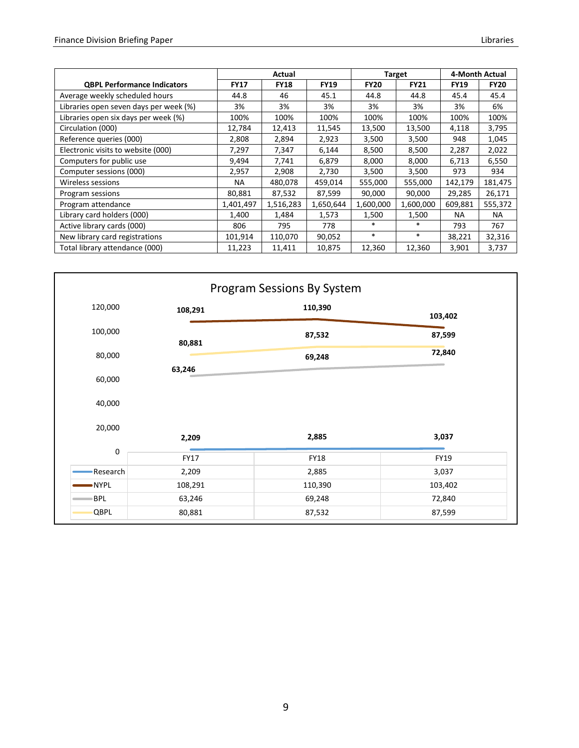| QBPL Performance Indicators | Actual | | | Target | | 4-Month Actual | |
|---|---|---|---|---|---|---|---|
| | FY17 | FY18 | FY19 | FY20 | FY21 | FY19 | FY20 |
| Average weekly scheduled hours | 44.8 | 46 | 45.1 | 44.8 | 44.8 | 45.4 | 45.4 |
| Libraries open seven days per week (%) | 3% | 3% | 3% | 3% | 3% | 3% | 6% |
| Libraries open six days per week (%) | 100% | 100% | 100% | 100% | 100% | 100% | 100% |
| Circulation (000) | 12,784 | 12,413 | 11,545 | 13,500 | 13,500 | 4,118 | 3,795 |
| Reference queries (000) | 2,808 | 2,894 | 2,923 | 3,500 | 3,500 | 948 | 1,045 |
| Electronic visits to website (000) | 7,297 | 7,347 | 6,144 | 8,500 | 8,500 | 2,287 | 2,022 |
| Computers for public use | 9,494 | 7,741 | 6,879 | 8,000 | 8,000 | 6,713 | 6,550 |
| Computer sessions (000) | 2,957 | 2,908 | 2,730 | 3,500 | 3,500 | 973 | 934 |
| Wireless sessions | NA | 480,078 | 459,014 | 555,000 | 555,000 | 142,179 | 181,475 |
| Program sessions | 80,881 | 87,532 | 87,599 | 90,000 | 90,000 | 29,285 | 26,171 |
| Program attendance | 1,401,497 | 1,516,283 | 1,650,644 | 1,600,000 | 1,600,000 | 609,881 | 555,372 |
| Library card holders (000) | 1,400 | 1,484 | 1,573 | 1,500 | 1,500 | NA | NA |
| Active library cards (000) | 806 | 795 | 778 | * | * | 793 | 767 |
| New library card registrations | 101,914 | 110,070 | 90,052 | * | * | 38,221 | 32,316 |
| Total library attendance (000) | 11,223 | 11,411 | 10,875 | 12,360 | 12,360 | 3,901 | 3,737 |

**Program Sessions By System**

| | FY17 | FY18 | FY19 |
|---|---|---|---|
| Research | 2,209 | 2,885 | 3,037 |
| NYPL | 108,291 | 110,390 | 103,402 |
| BPL | 63,246 | 69,248 | 72,840 |
| QBPL | 80,881 | 87,532 | 87,599 |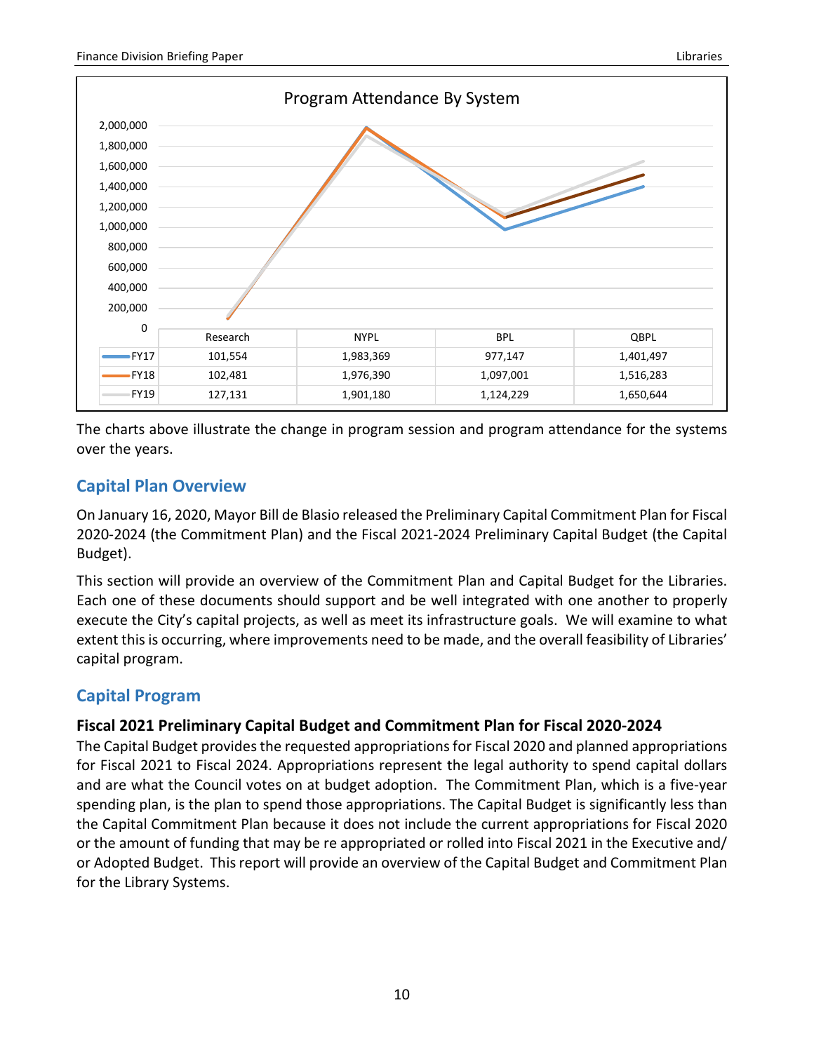**Program Attendance By System**

| | Research | NYPL | BPL | QBPL |
|---|---|---|---|---|
| FY17 | 101,554 | 1,983,369 | 977,147 | 1,401,497 |
| FY18 | 102,481 | 1,976,390 | 1,097,001 | 1,516,283 |
| FY19 | 127,131 | 1,901,180 | 1,124,229 | 1,650,644 |

The charts above illustrate the change in program session and program attendance for the systems over the years.

## Capital Plan Overview

On January 16, 2020, Mayor Bill de Blasio released the Preliminary Capital Commitment Plan for Fiscal 2020-2024 (the Commitment Plan) and the Fiscal 2021-2024 Preliminary Capital Budget (the Capital Budget).

This section will provide an overview of the Commitment Plan and Capital Budget for the Libraries. Each one of these documents should support and be well integrated with one another to properly execute the City's capital projects, as well as meet its infrastructure goals. We will examine to what extent this is occurring, where improvements need to be made, and the overall feasibility of Libraries' capital program.

## Capital Program

### Fiscal 2021 Preliminary Capital Budget and Commitment Plan for Fiscal 2020-2024

The Capital Budget provides the requested appropriations for Fiscal 2020 and planned appropriations for Fiscal 2021 to Fiscal 2024. Appropriations represent the legal authority to spend capital dollars and are what the Council votes on at budget adoption. The Commitment Plan, which is a five-year spending plan, is the plan to spend those appropriations. The Capital Budget is significantly less than the Capital Commitment Plan because it does not include the current appropriations for Fiscal 2020 or the amount of funding that may be re appropriated or rolled into Fiscal 2021 in the Executive and/ or Adopted Budget. This report will provide an overview of the Capital Budget and Commitment Plan for the Library Systems.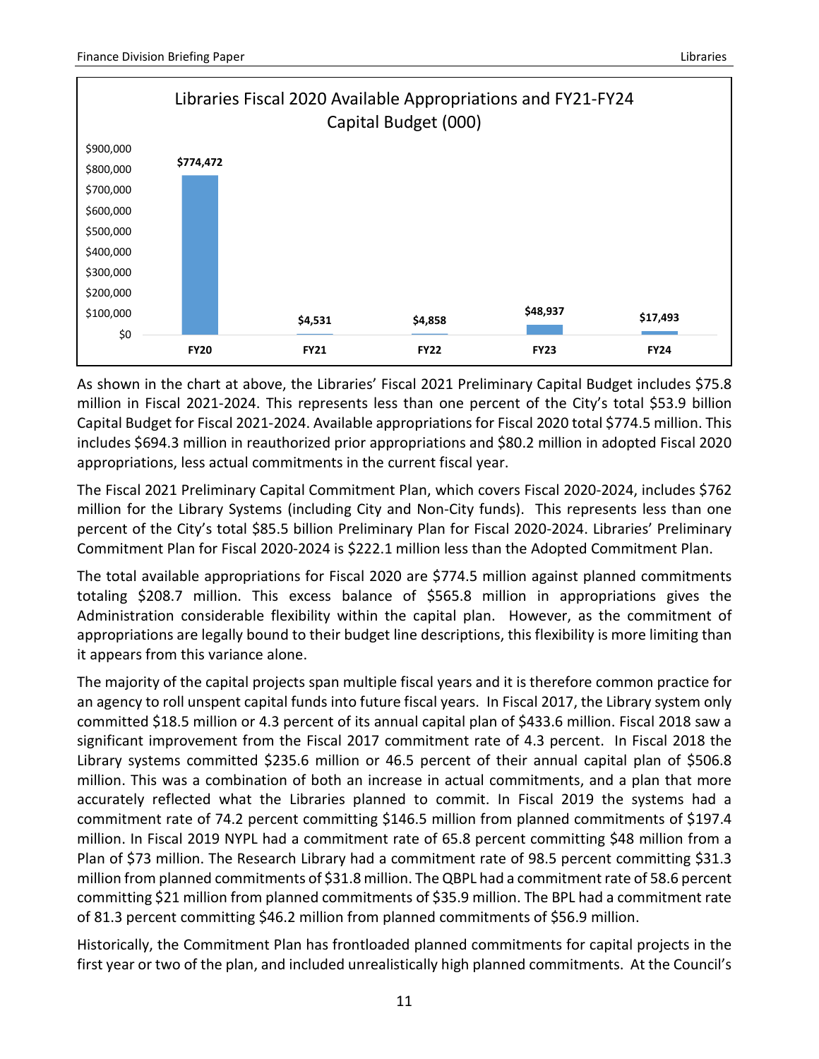**Libraries Fiscal 2020 Available Appropriations and FY21-FY24 Capital Budget (000)**

| | FY20 | FY21 | FY22 | FY23 | FY24 |
|---|---|---|---|---|---|
| Amount | $774,472 | $4,531 | $4,858 | $48,937 | $17,493 |

As shown in the chart at above, the Libraries' Fiscal 2021 Preliminary Capital Budget includes $75.8 million in Fiscal 2021-2024. This represents less than one percent of the City's total $53.9 billion Capital Budget for Fiscal 2021-2024. Available appropriations for Fiscal 2020 total $774.5 million. This includes $694.3 million in reauthorized prior appropriations and $80.2 million in adopted Fiscal 2020 appropriations, less actual commitments in the current fiscal year.

The Fiscal 2021 Preliminary Capital Commitment Plan, which covers Fiscal 2020-2024, includes $762 million for the Library Systems (including City and Non-City funds). This represents less than one percent of the City's total $85.5 billion Preliminary Plan for Fiscal 2020-2024. Libraries' Preliminary Commitment Plan for Fiscal 2020-2024 is $222.1 million less than the Adopted Commitment Plan.

The total available appropriations for Fiscal 2020 are $774.5 million against planned commitments totaling $208.7 million. This excess balance of $565.8 million in appropriations gives the Administration considerable flexibility within the capital plan. However, as the commitment of appropriations are legally bound to their budget line descriptions, this flexibility is more limiting than it appears from this variance alone.

The majority of the capital projects span multiple fiscal years and it is therefore common practice for an agency to roll unspent capital funds into future fiscal years. In Fiscal 2017, the Library system only committed $18.5 million or 4.3 percent of its annual capital plan of $433.6 million. Fiscal 2018 saw a significant improvement from the Fiscal 2017 commitment rate of 4.3 percent. In Fiscal 2018 the Library systems committed $235.6 million or 46.5 percent of their annual capital plan of $506.8 million. This was a combination of both an increase in actual commitments, and a plan that more accurately reflected what the Libraries planned to commit. In Fiscal 2019 the systems had a commitment rate of 74.2 percent committing $146.5 million from planned commitments of $197.4 million. In Fiscal 2019 NYPL had a commitment rate of 65.8 percent committing $48 million from a Plan of $73 million. The Research Library had a commitment rate of 98.5 percent committing $31.3 million from planned commitments of $31.8 million. The QBPL had a commitment rate of 58.6 percent committing $21 million from planned commitments of $35.9 million. The BPL had a commitment rate of 81.3 percent committing $46.2 million from planned commitments of $56.9 million.

Historically, the Commitment Plan has frontloaded planned commitments for capital projects in the first year or two of the plan, and included unrealistically high planned commitments. At the Council's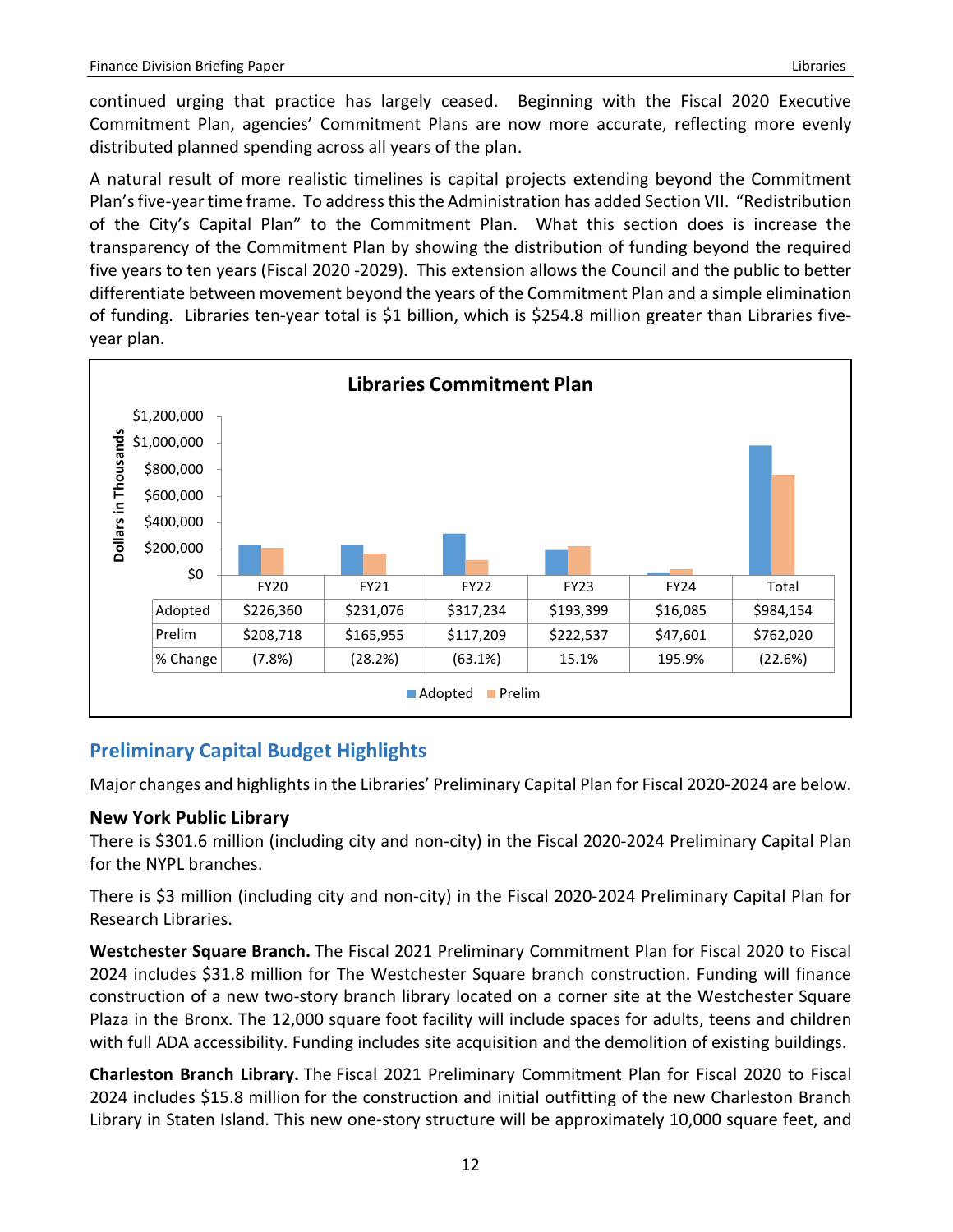continued urging that practice has largely ceased. Beginning with the Fiscal 2020 Executive Commitment Plan, agencies' Commitment Plans are now more accurate, reflecting more evenly distributed planned spending across all years of the plan.

A natural result of more realistic timelines is capital projects extending beyond the Commitment Plan's five-year time frame. To address this the Administration has added Section VII. "Redistribution of the City's Capital Plan" to the Commitment Plan. What this section does is increase the transparency of the Commitment Plan by showing the distribution of funding beyond the required five years to ten years (Fiscal 2020 -2029). This extension allows the Council and the public to better differentiate between movement beyond the years of the Commitment Plan and a simple elimination of funding. Libraries ten-year total is $1 billion, which is $254.8 million greater than Libraries five-year plan.

**Libraries Commitment Plan**

(Dollars in Thousands)

| | FY20 | FY21 | FY22 | FY23 | FY24 | Total |
|---|---|---|---|---|---|---|
| Adopted | $226,360 | $231,076 | $317,234 | $193,399 | $16,085 | $984,154 |
| Prelim | $208,718 | $165,955 | $117,209 | $222,537 | $47,601 | $762,020 |
| % Change | (7.8%) | (28.2%) | (63.1%) | 15.1% | 195.9% | (22.6%) |

## Preliminary Capital Budget Highlights

Major changes and highlights in the Libraries' Preliminary Capital Plan for Fiscal 2020-2024 are below.

### New York Public Library

There is $301.6 million (including city and non-city) in the Fiscal 2020-2024 Preliminary Capital Plan for the NYPL branches.

There is $3 million (including city and non-city) in the Fiscal 2020-2024 Preliminary Capital Plan for Research Libraries.

**Westchester Square Branch.** The Fiscal 2021 Preliminary Commitment Plan for Fiscal 2020 to Fiscal 2024 includes $31.8 million for The Westchester Square branch construction. Funding will finance construction of a new two-story branch library located on a corner site at the Westchester Square Plaza in the Bronx. The 12,000 square foot facility will include spaces for adults, teens and children with full ADA accessibility. Funding includes site acquisition and the demolition of existing buildings.

**Charleston Branch Library.** The Fiscal 2021 Preliminary Commitment Plan for Fiscal 2020 to Fiscal 2024 includes $15.8 million for the construction and initial outfitting of the new Charleston Branch Library in Staten Island. This new one-story structure will be approximately 10,000 square feet, and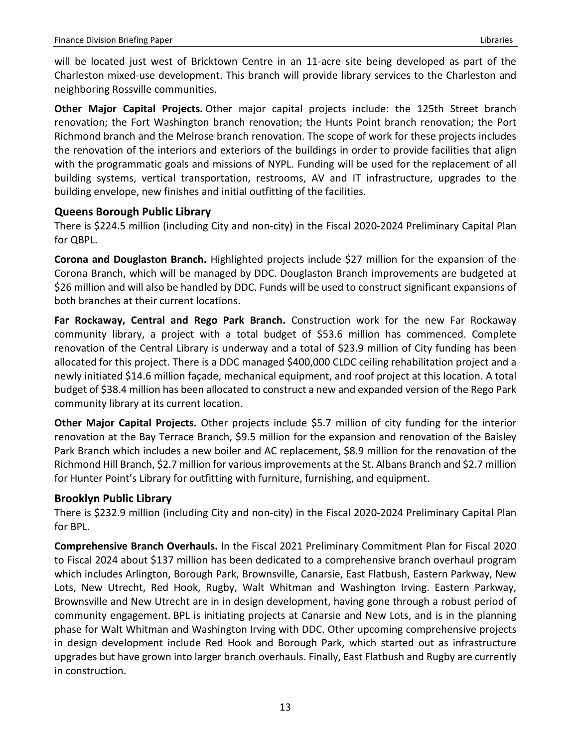will be located just west of Bricktown Centre in an 11-acre site being developed as part of the Charleston mixed-use development. This branch will provide library services to the Charleston and neighboring Rossville communities.

**Other Major Capital Projects.** Other major capital projects include: the 125th Street branch renovation; the Fort Washington branch renovation; the Hunts Point branch renovation; the Port Richmond branch and the Melrose branch renovation. The scope of work for these projects includes the renovation of the interiors and exteriors of the buildings in order to provide facilities that align with the programmatic goals and missions of NYPL. Funding will be used for the replacement of all building systems, vertical transportation, restrooms, AV and IT infrastructure, upgrades to the building envelope, new finishes and initial outfitting of the facilities.

### Queens Borough Public Library

There is $224.5 million (including City and non-city) in the Fiscal 2020-2024 Preliminary Capital Plan for QBPL.

**Corona and Douglaston Branch.** Highlighted projects include $27 million for the expansion of the Corona Branch, which will be managed by DDC. Douglaston Branch improvements are budgeted at $26 million and will also be handled by DDC. Funds will be used to construct significant expansions of both branches at their current locations.

**Far Rockaway, Central and Rego Park Branch.** Construction work for the new Far Rockaway community library, a project with a total budget of $53.6 million has commenced. Complete renovation of the Central Library is underway and a total of $23.9 million of City funding has been allocated for this project. There is a DDC managed $400,000 CLDC ceiling rehabilitation project and a newly initiated $14.6 million façade, mechanical equipment, and roof project at this location. A total budget of $38.4 million has been allocated to construct a new and expanded version of the Rego Park community library at its current location.

**Other Major Capital Projects.** Other projects include $5.7 million of city funding for the interior renovation at the Bay Terrace Branch, $9.5 million for the expansion and renovation of the Baisley Park Branch which includes a new boiler and AC replacement, $8.9 million for the renovation of the Richmond Hill Branch, $2.7 million for various improvements at the St. Albans Branch and $2.7 million for Hunter Point's Library for outfitting with furniture, furnishing, and equipment.

### Brooklyn Public Library

There is $232.9 million (including City and non-city) in the Fiscal 2020-2024 Preliminary Capital Plan for BPL.

**Comprehensive Branch Overhauls.** In the Fiscal 2021 Preliminary Commitment Plan for Fiscal 2020 to Fiscal 2024 about $137 million has been dedicated to a comprehensive branch overhaul program which includes Arlington, Borough Park, Brownsville, Canarsie, East Flatbush, Eastern Parkway, New Lots, New Utrecht, Red Hook, Rugby, Walt Whitman and Washington Irving. Eastern Parkway, Brownsville and New Utrecht are in in design development, having gone through a robust period of community engagement. BPL is initiating projects at Canarsie and New Lots, and is in the planning phase for Walt Whitman and Washington Irving with DDC. Other upcoming comprehensive projects in design development include Red Hook and Borough Park, which started out as infrastructure upgrades but have grown into larger branch overhauls. Finally, East Flatbush and Rugby are currently in construction.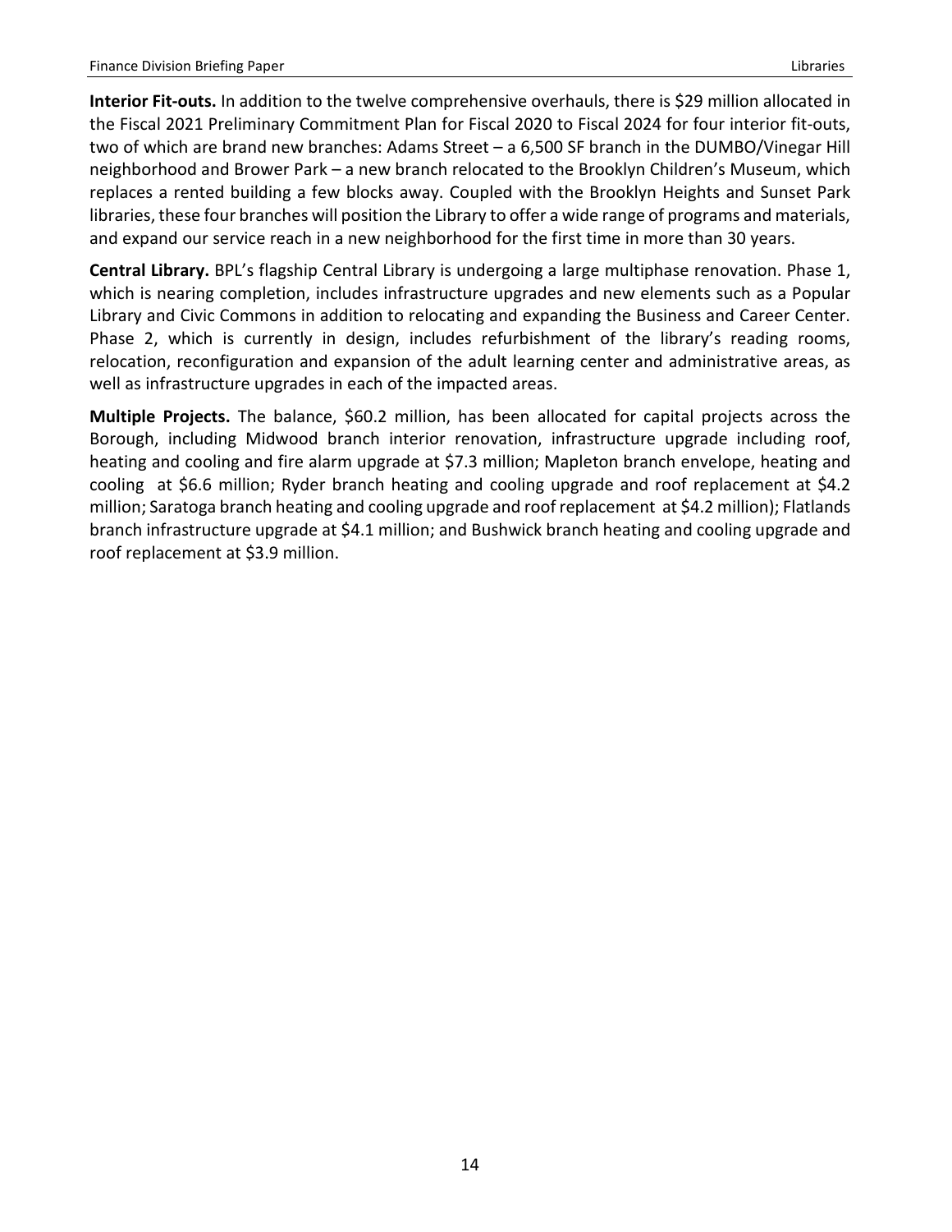**Interior Fit-outs.** In addition to the twelve comprehensive overhauls, there is $29 million allocated in the Fiscal 2021 Preliminary Commitment Plan for Fiscal 2020 to Fiscal 2024 for four interior fit-outs, two of which are brand new branches: Adams Street – a 6,500 SF branch in the DUMBO/Vinegar Hill neighborhood and Brower Park – a new branch relocated to the Brooklyn Children's Museum, which replaces a rented building a few blocks away. Coupled with the Brooklyn Heights and Sunset Park libraries, these four branches will position the Library to offer a wide range of programs and materials, and expand our service reach in a new neighborhood for the first time in more than 30 years.

**Central Library.** BPL's flagship Central Library is undergoing a large multiphase renovation. Phase 1, which is nearing completion, includes infrastructure upgrades and new elements such as a Popular Library and Civic Commons in addition to relocating and expanding the Business and Career Center. Phase 2, which is currently in design, includes refurbishment of the library's reading rooms, relocation, reconfiguration and expansion of the adult learning center and administrative areas, as well as infrastructure upgrades in each of the impacted areas.

**Multiple Projects.** The balance, $60.2 million, has been allocated for capital projects across the Borough, including Midwood branch interior renovation, infrastructure upgrade including roof, heating and cooling and fire alarm upgrade at $7.3 million; Mapleton branch envelope, heating and cooling at $6.6 million; Ryder branch heating and cooling upgrade and roof replacement at $4.2 million; Saratoga branch heating and cooling upgrade and roof replacement at $4.2 million); Flatlands branch infrastructure upgrade at $4.1 million; and Bushwick branch heating and cooling upgrade and roof replacement at $3.9 million.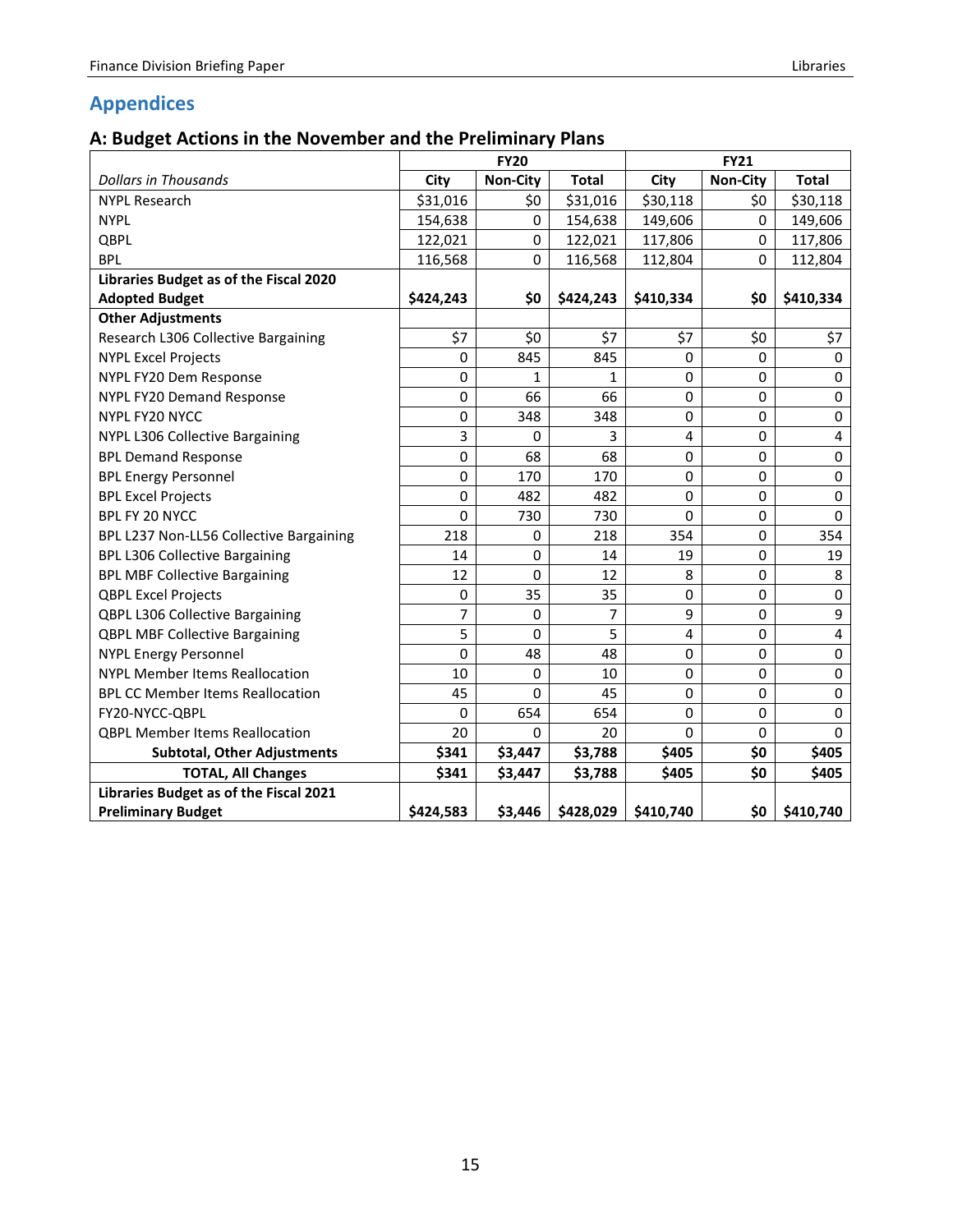## Appendices

### A: Budget Actions in the November and the Preliminary Plans

| | FY20 | | | FY21 | | |
|---|---|---|---|---|---|---|
| *Dollars in Thousands* | City | Non-City | Total | City | Non-City | Total |
| NYPL Research | $31,016 | $0 | $31,016 | $30,118 | $0 | $30,118 |
| NYPL | 154,638 | 0 | 154,638 | 149,606 | 0 | 149,606 |
| QBPL | 122,021 | 0 | 122,021 | 117,806 | 0 | 117,806 |
| BPL | 116,568 | 0 | 116,568 | 112,804 | 0 | 112,804 |
| **Libraries Budget as of the Fiscal 2020 Adopted Budget** | **$424,243** | **$0** | **$424,243** | **$410,334** | **$0** | **$410,334** |
| **Other Adjustments** | | | | | | |
| Research L306 Collective Bargaining | $7 | $0 | $7 | $7 | $0 | $7 |
| NYPL Excel Projects | 0 | 845 | 845 | 0 | 0 | 0 |
| NYPL FY20 Dem Response | 0 | 1 | 1 | 0 | 0 | 0 |
| NYPL FY20 Demand Response | 0 | 66 | 66 | 0 | 0 | 0 |
| NYPL FY20 NYCC | 0 | 348 | 348 | 0 | 0 | 0 |
| NYPL L306 Collective Bargaining | 3 | 0 | 3 | 4 | 0 | 4 |
| BPL Demand Response | 0 | 68 | 68 | 0 | 0 | 0 |
| BPL Energy Personnel | 0 | 170 | 170 | 0 | 0 | 0 |
| BPL Excel Projects | 0 | 482 | 482 | 0 | 0 | 0 |
| BPL FY 20 NYCC | 0 | 730 | 730 | 0 | 0 | 0 |
| BPL L237 Non-LL56 Collective Bargaining | 218 | 0 | 218 | 354 | 0 | 354 |
| BPL L306 Collective Bargaining | 14 | 0 | 14 | 19 | 0 | 19 |
| BPL MBF Collective Bargaining | 12 | 0 | 12 | 8 | 0 | 8 |
| QBPL Excel Projects | 0 | 35 | 35 | 0 | 0 | 0 |
| QBPL L306 Collective Bargaining | 7 | 0 | 7 | 9 | 0 | 9 |
| QBPL MBF Collective Bargaining | 5 | 0 | 5 | 4 | 0 | 4 |
| NYPL Energy Personnel | 0 | 48 | 48 | 0 | 0 | 0 |
| NYPL Member Items Reallocation | 10 | 0 | 10 | 0 | 0 | 0 |
| BPL CC Member Items Reallocation | 45 | 0 | 45 | 0 | 0 | 0 |
| FY20-NYCC-QBPL | 0 | 654 | 654 | 0 | 0 | 0 |
| QBPL Member Items Reallocation | 20 | 0 | 20 | 0 | 0 | 0 |
| **Subtotal, Other Adjustments** | **$341** | **$3,447** | **$3,788** | **$405** | **$0** | **$405** |
| **TOTAL, All Changes** | **$341** | **$3,447** | **$3,788** | **$405** | **$0** | **$405** |
| **Libraries Budget as of the Fiscal 2021 Preliminary Budget** | **$424,583** | **$3,446** | **$428,029** | **$410,740** | **$0** | **$410,740** |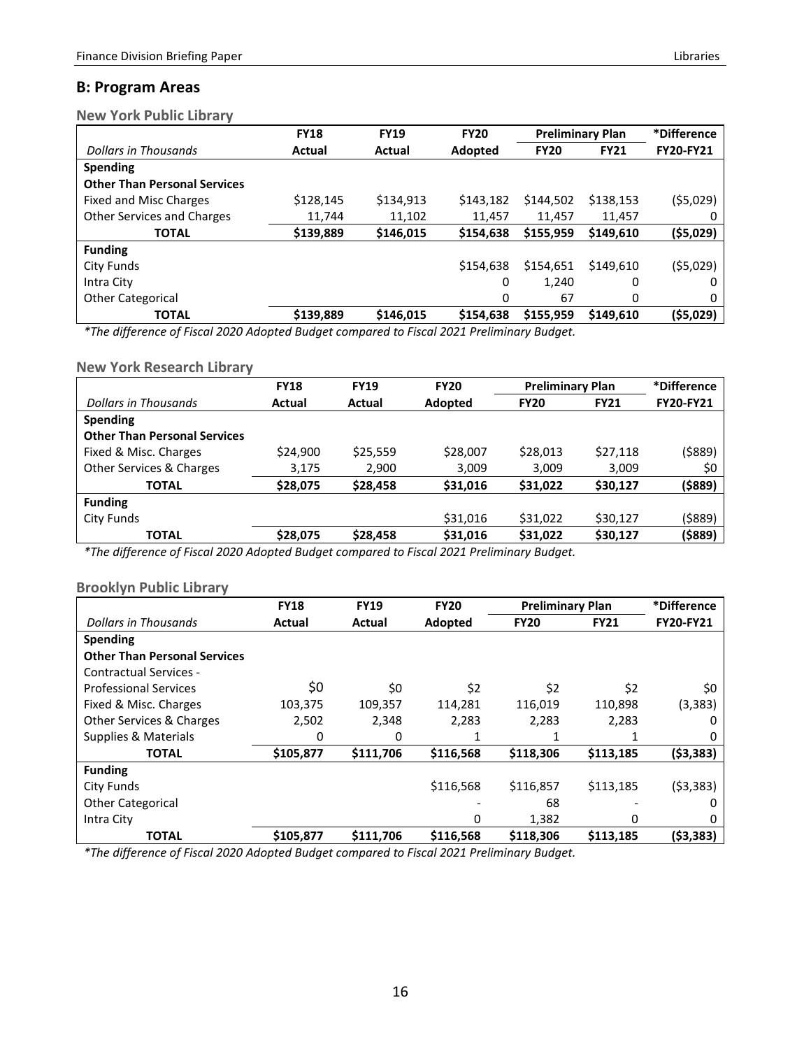## B: Program Areas

### New York Public Library

| Dollars in Thousands | FY18 Actual | FY19 Actual | FY20 Adopted | Preliminary Plan FY20 | Preliminary Plan FY21 | *Difference FY20-FY21 |
|---|---|---|---|---|---|---|
| **Spending** | | | | | | |
| **Other Than Personal Services** | | | | | | |
| Fixed and Misc Charges | $128,145 | $134,913 | $143,182 | $144,502 | $138,153 | ($5,029) |
| Other Services and Charges | 11,744 | 11,102 | 11,457 | 11,457 | 11,457 | 0 |
| **TOTAL** | **$139,889** | **$146,015** | **$154,638** | **$155,959** | **$149,610** | **($5,029)** |
| **Funding** | | | | | | |
| City Funds | | | $154,638 | $154,651 | $149,610 | ($5,029) |
| Intra City | | | 0 | 1,240 | 0 | 0 |
| Other Categorical | | | 0 | 67 | 0 | 0 |
| **TOTAL** | **$139,889** | **$146,015** | **$154,638** | **$155,959** | **$149,610** | **($5,029)** |

*\*The difference of Fiscal 2020 Adopted Budget compared to Fiscal 2021 Preliminary Budget.*

### New York Research Library

| Dollars in Thousands | FY18 Actual | FY19 Actual | FY20 Adopted | Preliminary Plan FY20 | Preliminary Plan FY21 | *Difference FY20-FY21 |
|---|---|---|---|---|---|---|
| **Spending** | | | | | | |
| **Other Than Personal Services** | | | | | | |
| Fixed & Misc. Charges | $24,900 | $25,559 | $28,007 | $28,013 | $27,118 | ($889) |
| Other Services & Charges | 3,175 | 2,900 | 3,009 | 3,009 | 3,009 | $0 |
| **TOTAL** | **$28,075** | **$28,458** | **$31,016** | **$31,022** | **$30,127** | **($889)** |
| **Funding** | | | | | | |
| City Funds | | | $31,016 | $31,022 | $30,127 | ($889) |
| **TOTAL** | **$28,075** | **$28,458** | **$31,016** | **$31,022** | **$30,127** | **($889)** |

*\*The difference of Fiscal 2020 Adopted Budget compared to Fiscal 2021 Preliminary Budget.*

### Brooklyn Public Library

| Dollars in Thousands | FY18 Actual | FY19 Actual | FY20 Adopted | Preliminary Plan FY20 | Preliminary Plan FY21 | *Difference FY20-FY21 |
|---|---|---|---|---|---|---|
| **Spending** | | | | | | |
| **Other Than Personal Services** | | | | | | |
| Contractual Services - Professional Services | $0 | $0 | $2 | $2 | $2 | $0 |
| Fixed & Misc. Charges | 103,375 | 109,357 | 114,281 | 116,019 | 110,898 | (3,383) |
| Other Services & Charges | 2,502 | 2,348 | 2,283 | 2,283 | 2,283 | 0 |
| Supplies & Materials | 0 | 0 | 1 | 1 | 1 | 0 |
| **TOTAL** | **$105,877** | **$111,706** | **$116,568** | **$118,306** | **$113,185** | **($3,383)** |
| **Funding** | | | | | | |
| City Funds | | | $116,568 | $116,857 | $113,185 | ($3,383) |
| Other Categorical | | | - | 68 | - | 0 |
| Intra City | | | 0 | 1,382 | 0 | 0 |
| **TOTAL** | **$105,877** | **$111,706** | **$116,568** | **$118,306** | **$113,185** | **($3,383)** |

*\*The difference of Fiscal 2020 Adopted Budget compared to Fiscal 2021 Preliminary Budget.*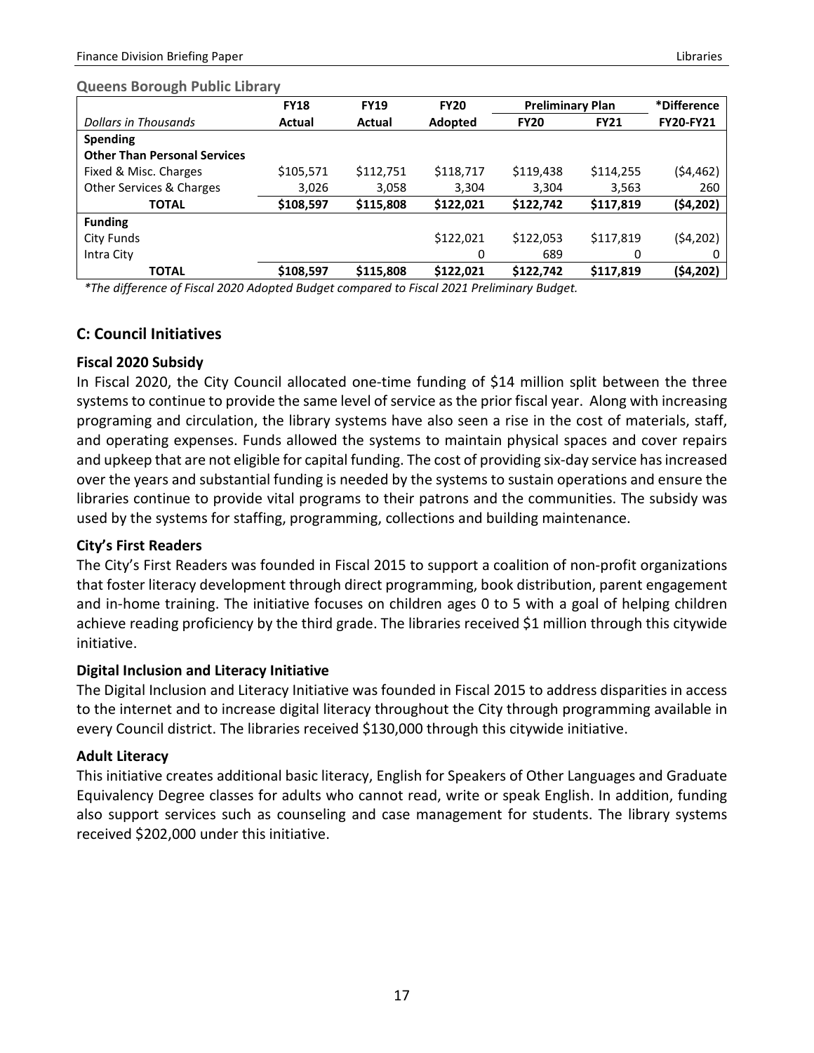**Queens Borough Public Library**

| | FY18 | FY19 | FY20 | Preliminary Plan | | *Difference |
|---|---|---|---|---|---|---|
| *Dollars in Thousands* | Actual | Actual | Adopted | FY20 | FY21 | FY20-FY21 |
| **Spending** | | | | | | |
| **Other Than Personal Services** | | | | | | |
| Fixed & Misc. Charges | $105,571 | $112,751 | $118,717 | $119,438 | $114,255 | ($4,462) |
| Other Services & Charges | 3,026 | 3,058 | 3,304 | 3,304 | 3,563 | 260 |
| **TOTAL** | **$108,597** | **$115,808** | **$122,021** | **$122,742** | **$117,819** | **($4,202)** |
| **Funding** | | | | | | |
| City Funds | | | $122,021 | $122,053 | $117,819 | ($4,202) |
| Intra City | | | 0 | 689 | 0 | 0 |
| **TOTAL** | **$108,597** | **$115,808** | **$122,021** | **$122,742** | **$117,819** | **($4,202)** |

*\*The difference of Fiscal 2020 Adopted Budget compared to Fiscal 2021 Preliminary Budget.*

## C: Council Initiatives

### Fiscal 2020 Subsidy

In Fiscal 2020, the City Council allocated one-time funding of $14 million split between the three systems to continue to provide the same level of service as the prior fiscal year. Along with increasing programing and circulation, the library systems have also seen a rise in the cost of materials, staff, and operating expenses. Funds allowed the systems to maintain physical spaces and cover repairs and upkeep that are not eligible for capital funding. The cost of providing six-day service has increased over the years and substantial funding is needed by the systems to sustain operations and ensure the libraries continue to provide vital programs to their patrons and the communities. The subsidy was used by the systems for staffing, programming, collections and building maintenance.

### City's First Readers

The City's First Readers was founded in Fiscal 2015 to support a coalition of non-profit organizations that foster literacy development through direct programming, book distribution, parent engagement and in-home training. The initiative focuses on children ages 0 to 5 with a goal of helping children achieve reading proficiency by the third grade. The libraries received $1 million through this citywide initiative.

### Digital Inclusion and Literacy Initiative

The Digital Inclusion and Literacy Initiative was founded in Fiscal 2015 to address disparities in access to the internet and to increase digital literacy throughout the City through programming available in every Council district. The libraries received $130,000 through this citywide initiative.

### Adult Literacy

This initiative creates additional basic literacy, English for Speakers of Other Languages and Graduate Equivalency Degree classes for adults who cannot read, write or speak English. In addition, funding also support services such as counseling and case management for students. The library systems received $202,000 under this initiative.